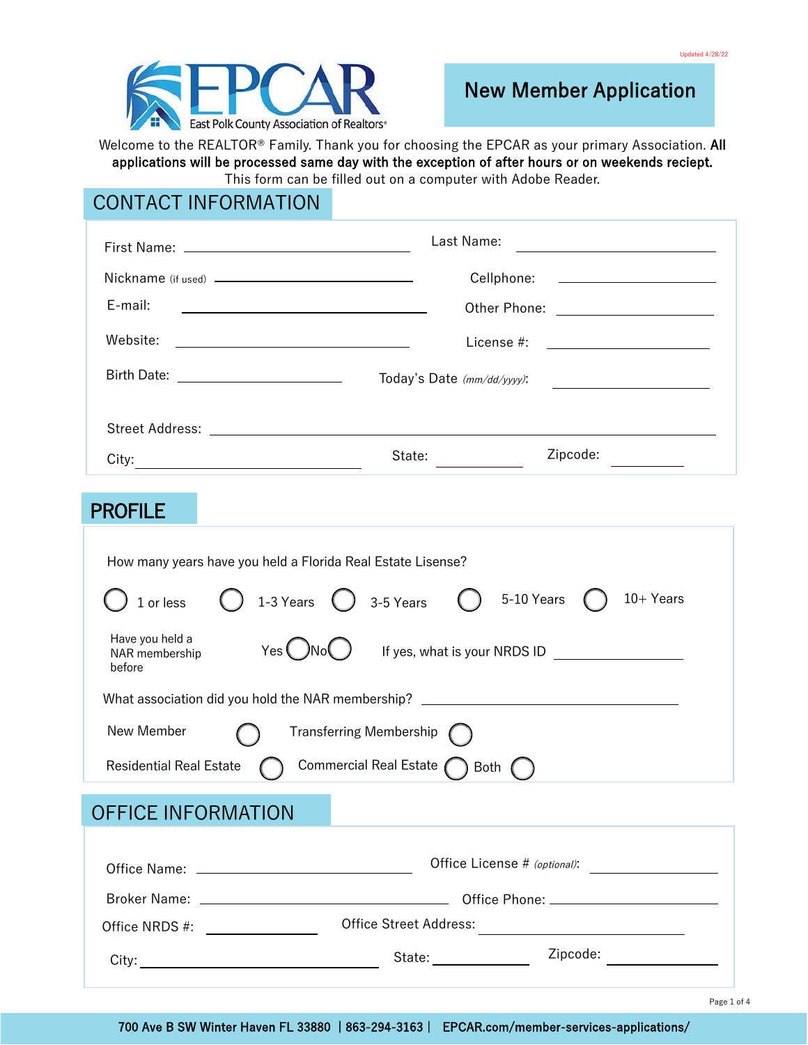Updated 4/28/22

EPCAR East Polk County Association of Realtors®

# New Member Application

Welcome to the REALTOR® Family. Thank you for choosing the EPCAR as your primary Association. **All applications will be processed same day with the exception of after hours or on weekends reciept.** This form can be filled out on a computer with Adobe Reader.

## CONTACT INFORMATION

First Name: ______________________ Last Name: ______________________

Nickname (if used) ______________________ Cellphone: ______________________

E-mail: ______________________ Other Phone: ______________________

Website: ______________________ License #: ______________________

Birth Date: ______________________ Today's Date *(mm/dd/yyyy)*: ______________________

Street Address: ______________________________________________

City: ______________________ State: __________ Zipcode: __________

## PROFILE

How many years have you held a Florida Real Estate Lisense?

◯ 1 or less ◯ 1-3 Years ◯ 3-5 Years ◯ 5-10 Years ◯ 10+ Years

Have you held a NAR membership before Yes ◯ No ◯ If yes, what is your NRDS ID ______________________

What association did you hold the NAR membership? ______________________

New Member ◯ Transferring Membership ◯

Residential Real Estate ◯ Commercial Real Estate ◯ Both ◯

## OFFICE INFORMATION

Office Name: ______________________ Office License # *(optional)*: ______________________

Broker Name: ______________________ Office Phone: ______________________

Office NRDS #: ______________________ Office Street Address: ______________________

City: ______________________ State: __________ Zipcode: __________

700 Ave B SW Winter Haven FL 33880 | 863-294-3163 | EPCAR.com/member-services-applications/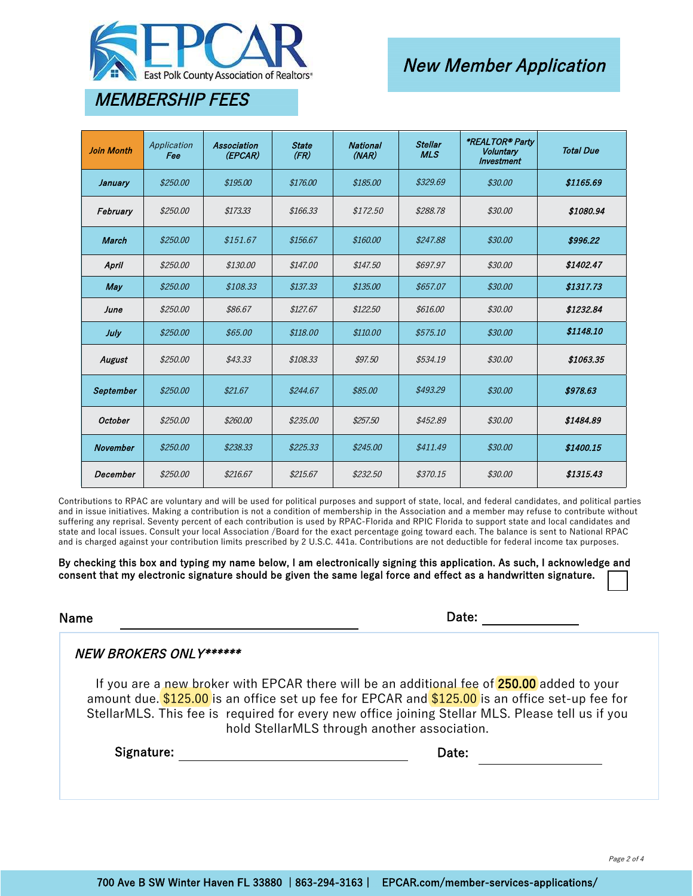EPCAR

East Polk County Association of Realtors®

# New Member Application

## MEMBERSHIP FEES

| Join Month | Application Fee | Association (EPCAR) | State (FR) | National (NAR) | Stellar MLS | *REALTOR® Party Voluntary Investment | Total Due |
|---|---|---|---|---|---|---|---|
| January | $250.00 | $195.00 | $176.00 | $185.00 | $329.69 | $30.00 | $1165.69 |
| February | $250.00 | $173.33 | $166.33 | $172.50 | $288.78 | $30.00 | $1080.94 |
| March | $250.00 | $151.67 | $156.67 | $160.00 | $247.88 | $30.00 | $996.22 |
| April | $250.00 | $130.00 | $147.00 | $147.50 | $697.97 | $30.00 | $1402.47 |
| May | $250.00 | $108.33 | $137.33 | $135.00 | $657.07 | $30.00 | $1317.73 |
| June | $250.00 | $86.67 | $127.67 | $122.50 | $616.00 | $30.00 | $1232.84 |
| July | $250.00 | $65.00 | $118.00 | $110.00 | $575.10 | $30.00 | $1148.10 |
| August | $250.00 | $43.33 | $108.33 | $97.50 | $534.19 | $30.00 | $1063.35 |
| September | $250.00 | $21.67 | $244.67 | $85.00 | $493.29 | $30.00 | $978.63 |
| October | $250.00 | $260.00 | $235.00 | $257.50 | $452.89 | $30.00 | $1484.89 |
| November | $250.00 | $238.33 | $225.33 | $245.00 | $411.49 | $30.00 | $1400.15 |
| December | $250.00 | $216.67 | $215.67 | $232.50 | $370.15 | $30.00 | $1315.43 |

Contributions to RPAC are voluntary and will be used for political purposes and support of state, local, and federal candidates, and political parties and in issue initiatives. Making a contribution is not a condition of membership in the Association and a member may refuse to contribute without suffering any reprisal. Seventy percent of each contribution is used by RPAC-Florida and RPIC Florida to support state and local candidates and state and local issues. Consult your local Association /Board for the exact percentage going toward each. The balance is sent to National RPAC and is charged against your contribution limits prescribed by 2 U.S.C. 441a. Contributions are not deductible for federal income tax purposes.

**By checking this box and typing my name below, I am electronically signing this application. As such, I acknowledge and consent that my electronic signature should be given the same legal force and effect as a handwritten signature.** ☐

Name ______________________________ Date: ______________

*NEW BROKERS ONLY******

If you are a new broker with EPCAR there will be an additional fee of **250.00** added to your amount due. $125.00 is an office set up fee for EPCAR and $125.00 is an office set-up fee for StellarMLS. This fee is required for every new office joining Stellar MLS. Please tell us if you hold StellarMLS through another association.

Signature: ______________________________ Date: ______________

700 Ave B SW Winter Haven FL 33880 | 863-294-3163 | EPCAR.com/member-services-applications/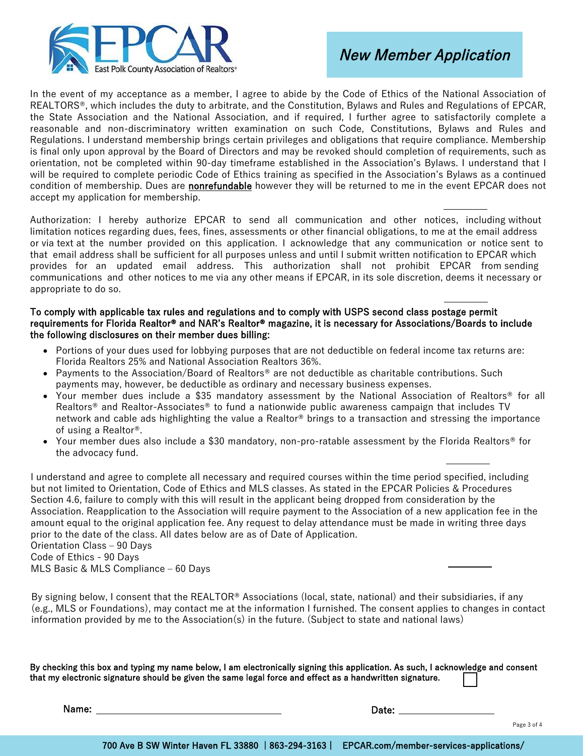EPCAR East Polk County Association of Realtors®

## *New Member Application*

In the event of my acceptance as a member, I agree to abide by the Code of Ethics of the National Association of REALTORS®, which includes the duty to arbitrate, and the Constitution, Bylaws and Rules and Regulations of EPCAR, the State Association and the National Association, and if required, I further agree to satisfactorily complete a reasonable and non-discriminatory written examination on such Code, Constitutions, Bylaws and Rules and Regulations. I understand membership brings certain privileges and obligations that require compliance. Membership is final only upon approval by the Board of Directors and may be revoked should completion of requirements, such as orientation, not be completed within 90-day timeframe established in the Association's Bylaws. I understand that I will be required to complete periodic Code of Ethics training as specified in the Association's Bylaws as a continued condition of membership. Dues are **nonrefundable** however they will be returned to me in the event EPCAR does not accept my application for membership.

________

Authorization: I hereby authorize EPCAR to send all communication and other notices, including without limitation notices regarding dues, fees, fines, assessments or other financial obligations, to me at the email address or via text at the number provided on this application. I acknowledge that any communication or notice sent to that email address shall be sufficient for all purposes unless and until I submit written notification to EPCAR which provides for an updated email address. This authorization shall not prohibit EPCAR from sending communications and other notices to me via any other means if EPCAR, in its sole discretion, deems it necessary or appropriate to do so.

________

**To comply with applicable tax rules and regulations and to comply with USPS second class postage permit requirements for Florida Realtor® and NAR's Realtor® magazine, it is necessary for Associations/Boards to include the following disclosures on their member dues billing:**

- Portions of your dues used for lobbying purposes that are not deductible on federal income tax returns are: Florida Realtors 25% and National Association Realtors 36%.
- Payments to the Association/Board of Realtors® are not deductible as charitable contributions. Such payments may, however, be deductible as ordinary and necessary business expenses.
- Your member dues include a $35 mandatory assessment by the National Association of Realtors® for all Realtors® and Realtor-Associates® to fund a nationwide public awareness campaign that includes TV network and cable ads highlighting the value a Realtor® brings to a transaction and stressing the importance of using a Realtor®.
- Your member dues also include a $30 mandatory, non-pro-ratable assessment by the Florida Realtors® for the advocacy fund.

________

I understand and agree to complete all necessary and required courses within the time period specified, including but not limited to Orientation, Code of Ethics and MLS classes. As stated in the EPCAR Policies & Procedures Section 4.6, failure to comply with this will result in the applicant being dropped from consideration by the Association. Reapplication to the Association will require payment to the Association of a new application fee in the amount equal to the original application fee. Any request to delay attendance must be made in writing three days prior to the date of the class. All dates below are as of Date of Application.
Orientation Class – 90 Days
Code of Ethics - 90 Days
MLS Basic & MLS Compliance – 60 Days

________

By signing below, I consent that the REALTOR® Associations (local, state, national) and their subsidiaries, if any (e.g., MLS or Foundations), may contact me at the information I furnished. The consent applies to changes in contact information provided by me to the Association(s) in the future. (Subject to state and national laws)

**By checking this box and typing my name below, I am electronically signing this application. As such, I acknowledge and consent that my electronic signature should be given the same legal force and effect as a handwritten signature.** ☐

**Name:** ______________________________ **Date:** ________________

**700 Ave B SW Winter Haven FL 33880 | 863-294-3163 | EPCAR.com/member-services-applications/**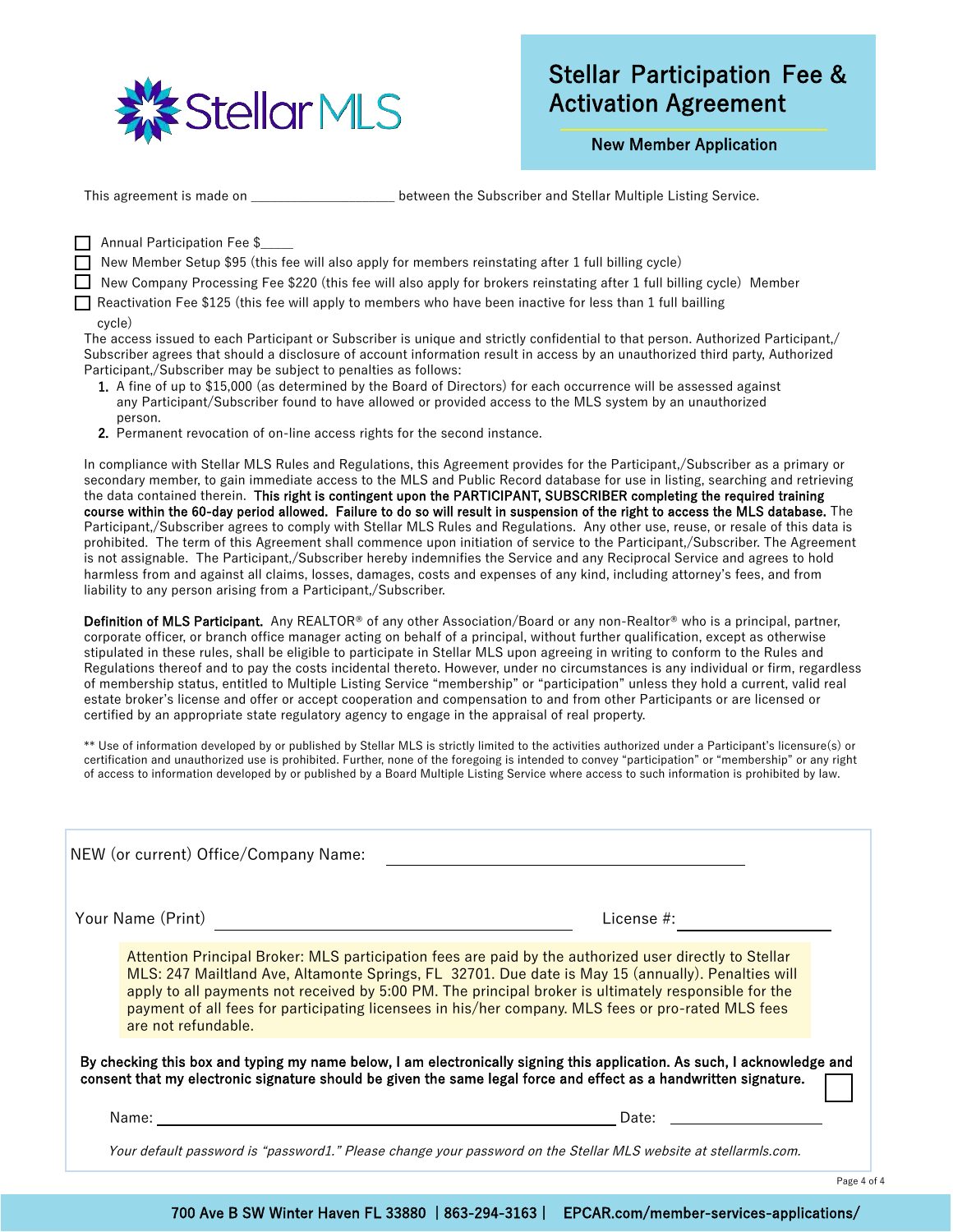# Stellar Participation Fee & Activation Agreement

**New Member Application**

This agreement is made on ____________________ between the Subscriber and Stellar Multiple Listing Service.

- ☐ Annual Participation Fee $_____
- ☐ New Member Setup $95 (this fee will also apply for members reinstating after 1 full billing cycle)
- ☐ New Company Processing Fee $220 (this fee will also apply for brokers reinstating after 1 full billing cycle) Member
- ☐ Reactivation Fee $125 (this fee will apply to members who have been inactive for less than 1 full bailling cycle)

The access issued to each Participant or Subscriber is unique and strictly confidential to that person. Authorized Participant,/ Subscriber agrees that should a disclosure of account information result in access by an unauthorized third party, Authorized Participant,/Subscriber may be subject to penalties as follows:

1. A fine of up to $15,000 (as determined by the Board of Directors) for each occurrence will be assessed against any Participant/Subscriber found to have allowed or provided access to the MLS system by an unauthorized person.
2. Permanent revocation of on-line access rights for the second instance.

In compliance with Stellar MLS Rules and Regulations, this Agreement provides for the Participant,/Subscriber as a primary or secondary member, to gain immediate access to the MLS and Public Record database for use in listing, searching and retrieving the data contained therein. **This right is contingent upon the PARTICIPANT, SUBSCRIBER completing the required training course within the 60-day period allowed. Failure to do so will result in suspension of the right to access the MLS database.** The Participant,/Subscriber agrees to comply with Stellar MLS Rules and Regulations. Any other use, reuse, or resale of this data is prohibited. The term of this Agreement shall commence upon initiation of service to the Participant,/Subscriber. The Agreement is not assignable. The Participant,/Subscriber hereby indemnifies the Service and any Reciprocal Service and agrees to hold harmless from and against all claims, losses, damages, costs and expenses of any kind, including attorney's fees, and from liability to any person arising from a Participant,/Subscriber.

**Definition of MLS Participant.** Any REALTOR® of any other Association/Board or any non-Realtor® who is a principal, partner, corporate officer, or branch office manager acting on behalf of a principal, without further qualification, except as otherwise stipulated in these rules, shall be eligible to participate in Stellar MLS upon agreeing in writing to conform to the Rules and Regulations thereof and to pay the costs incidental thereto. However, under no circumstances is any individual or firm, regardless of membership status, entitled to Multiple Listing Service "membership" or "participation" unless they hold a current, valid real estate broker's license and offer or accept cooperation and compensation to and from other Participants or are licensed or certified by an appropriate state regulatory agency to engage in the appraisal of real property.

** Use of information developed by or published by Stellar MLS is strictly limited to the activities authorized under a Participant's licensure(s) or certification and unauthorized use is prohibited. Further, none of the foregoing is intended to convey "participation" or "membership" or any right of access to information developed by or published by a Board Multiple Listing Service where access to such information is prohibited by law.

NEW (or current) Office/Company Name: ______________________________

Your Name (Print) ______________________________ License #: ______________

Attention Principal Broker: MLS participation fees are paid by the authorized user directly to Stellar MLS: 247 Mailtland Ave, Altamonte Springs, FL 32701. Due date is May 15 (annually). Penalties will apply to all payments not received by 5:00 PM. The principal broker is ultimately responsible for the payment of all fees for participating licensees in his/her company. MLS fees or pro-rated MLS fees are not refundable.

**By checking this box and typing my name below, I am electronically signing this application. As such, I acknowledge and consent that my electronic signature should be given the same legal force and effect as a handwritten signature.** ☐

Name: ______________________________ Date: ______________

*Your default password is "password1." Please change your password on the Stellar MLS website at stellarmls.com.*

**700 Ave B SW Winter Haven FL 33880 | 863-294-3163 | EPCAR.com/member-services-applications/**